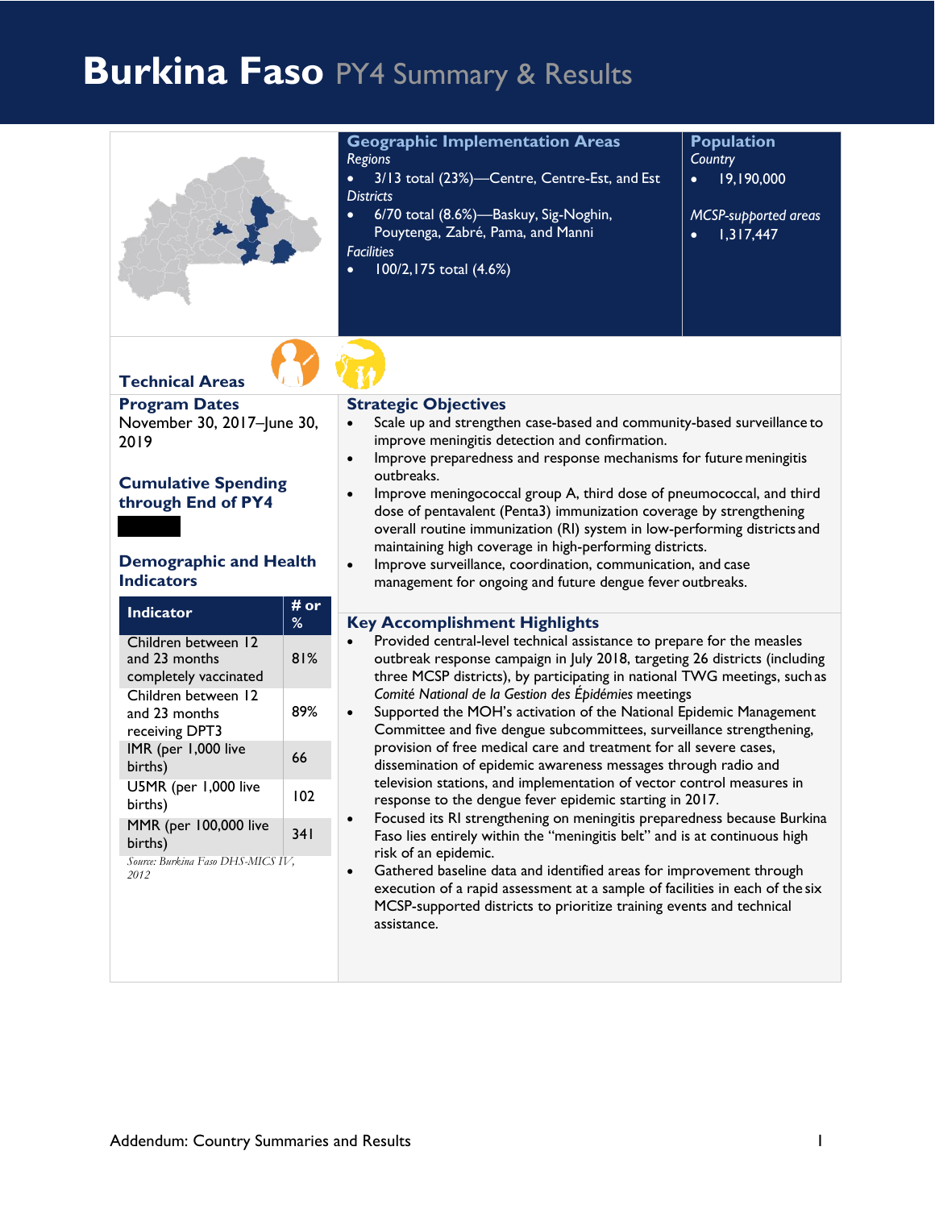# Burkina Faso PY4 Summary & Results

## Geographic Implementation Areas

*Regions*
- 3/13 total (23%)—Centre, Centre-Est, and Est

*Districts*
- 6/70 total (8.6%)—Baskuy, Sig-Noghin, Pouytenga, Zabré, Pama, and Manni

*Facilities*
- 100/2,175 total (4.6%)

## Population

*Country*
- 19,190,000

*MCSP-supported areas*
- 1,317,447

## Technical Areas

## Program Dates

November 30, 2017–June 30, 2019

## Cumulative Spending through End of PY4

## Demographic and Health Indicators

| Indicator | # or % |
|---|---|
| Children between 12 and 23 months completely vaccinated | 81% |
| Children between 12 and 23 months receiving DPT3 | 89% |
| IMR (per 1,000 live births) | 66 |
| U5MR (per 1,000 live births) | 102 |
| MMR (per 100,000 live births) | 341 |

*Source: Burkina Faso DHS-MICS IV, 2012*

## Strategic Objectives

- Scale up and strengthen case-based and community-based surveillance to improve meningitis detection and confirmation.
- Improve preparedness and response mechanisms for future meningitis outbreaks.
- Improve meningococcal group A, third dose of pneumococcal, and third dose of pentavalent (Penta3) immunization coverage by strengthening overall routine immunization (RI) system in low-performing districts and maintaining high coverage in high-performing districts.
- Improve surveillance, coordination, communication, and case management for ongoing and future dengue fever outbreaks.

## Key Accomplishment Highlights

- Provided central-level technical assistance to prepare for the measles outbreak response campaign in July 2018, targeting 26 districts (including three MCSP districts), by participating in national TWG meetings, such as *Comité National de la Gestion des Épidémies* meetings
- Supported the MOH's activation of the National Epidemic Management Committee and five dengue subcommittees, surveillance strengthening, provision of free medical care and treatment for all severe cases, dissemination of epidemic awareness messages through radio and television stations, and implementation of vector control measures in response to the dengue fever epidemic starting in 2017.
- Focused its RI strengthening on meningitis preparedness because Burkina Faso lies entirely within the "meningitis belt" and is at continuous high risk of an epidemic.
- Gathered baseline data and identified areas for improvement through execution of a rapid assessment at a sample of facilities in each of the six MCSP-supported districts to prioritize training events and technical assistance.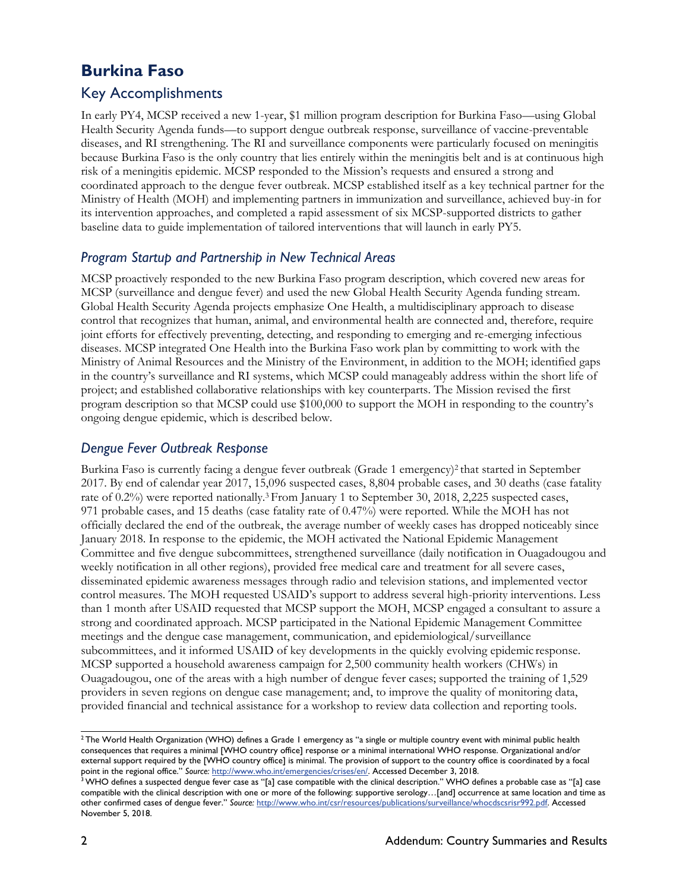# Burkina Faso

## Key Accomplishments

In early PY4, MCSP received a new 1-year, $1 million program description for Burkina Faso—using Global Health Security Agenda funds—to support dengue outbreak response, surveillance of vaccine-preventable diseases, and RI strengthening. The RI and surveillance components were particularly focused on meningitis because Burkina Faso is the only country that lies entirely within the meningitis belt and is at continuous high risk of a meningitis epidemic. MCSP responded to the Mission's requests and ensured a strong and coordinated approach to the dengue fever outbreak. MCSP established itself as a key technical partner for the Ministry of Health (MOH) and implementing partners in immunization and surveillance, achieved buy-in for its intervention approaches, and completed a rapid assessment of six MCSP-supported districts to gather baseline data to guide implementation of tailored interventions that will launch in early PY5.

### *Program Startup and Partnership in New Technical Areas*

MCSP proactively responded to the new Burkina Faso program description, which covered new areas for MCSP (surveillance and dengue fever) and used the new Global Health Security Agenda funding stream. Global Health Security Agenda projects emphasize One Health, a multidisciplinary approach to disease control that recognizes that human, animal, and environmental health are connected and, therefore, require joint efforts for effectively preventing, detecting, and responding to emerging and re-emerging infectious diseases. MCSP integrated One Health into the Burkina Faso work plan by committing to work with the Ministry of Animal Resources and the Ministry of the Environment, in addition to the MOH; identified gaps in the country's surveillance and RI systems, which MCSP could manageably address within the short life of project; and established collaborative relationships with key counterparts. The Mission revised the first program description so that MCSP could use $100,000 to support the MOH in responding to the country's ongoing dengue epidemic, which is described below.

### *Dengue Fever Outbreak Response*

Burkina Faso is currently facing a dengue fever outbreak (Grade 1 emergency)[2] that started in September 2017. By end of calendar year 2017, 15,096 suspected cases, 8,804 probable cases, and 30 deaths (case fatality rate of 0.2%) were reported nationally.[3] From January 1 to September 30, 2018, 2,225 suspected cases, 971 probable cases, and 15 deaths (case fatality rate of 0.47%) were reported. While the MOH has not officially declared the end of the outbreak, the average number of weekly cases has dropped noticeably since January 2018. In response to the epidemic, the MOH activated the National Epidemic Management Committee and five dengue subcommittees, strengthened surveillance (daily notification in Ouagadougou and weekly notification in all other regions), provided free medical care and treatment for all severe cases, disseminated epidemic awareness messages through radio and television stations, and implemented vector control measures. The MOH requested USAID's support to address several high-priority interventions. Less than 1 month after USAID requested that MCSP support the MOH, MCSP engaged a consultant to assure a strong and coordinated approach. MCSP participated in the National Epidemic Management Committee meetings and the dengue case management, communication, and epidemiological/surveillance subcommittees, and it informed USAID of key developments in the quickly evolving epidemic response. MCSP supported a household awareness campaign for 2,500 community health workers (CHWs) in Ouagadougou, one of the areas with a high number of dengue fever cases; supported the training of 1,529 providers in seven regions on dengue case management; and, to improve the quality of monitoring data, provided financial and technical assistance for a workshop to review data collection and reporting tools.

---

[2] The World Health Organization (WHO) defines a Grade 1 emergency as "a single or multiple country event with minimal public health consequences that requires a minimal [WHO country office] response or a minimal international WHO response. Organizational and/or external support required by the [WHO country office] is minimal. The provision of support to the country office is coordinated by a focal point in the regional office." *Source:* http://www.who.int/emergencies/crises/en/. Accessed December 3, 2018.

[3] WHO defines a suspected dengue fever case as "[a] case compatible with the clinical description." WHO defines a probable case as "[a] case compatible with the clinical description with one or more of the following: supportive serology…[and] occurrence at same location and time as other confirmed cases of dengue fever." *Source:* http://www.who.int/csr/resources/publications/surveillance/whocdscsrisr992.pdf. Accessed November 5, 2018.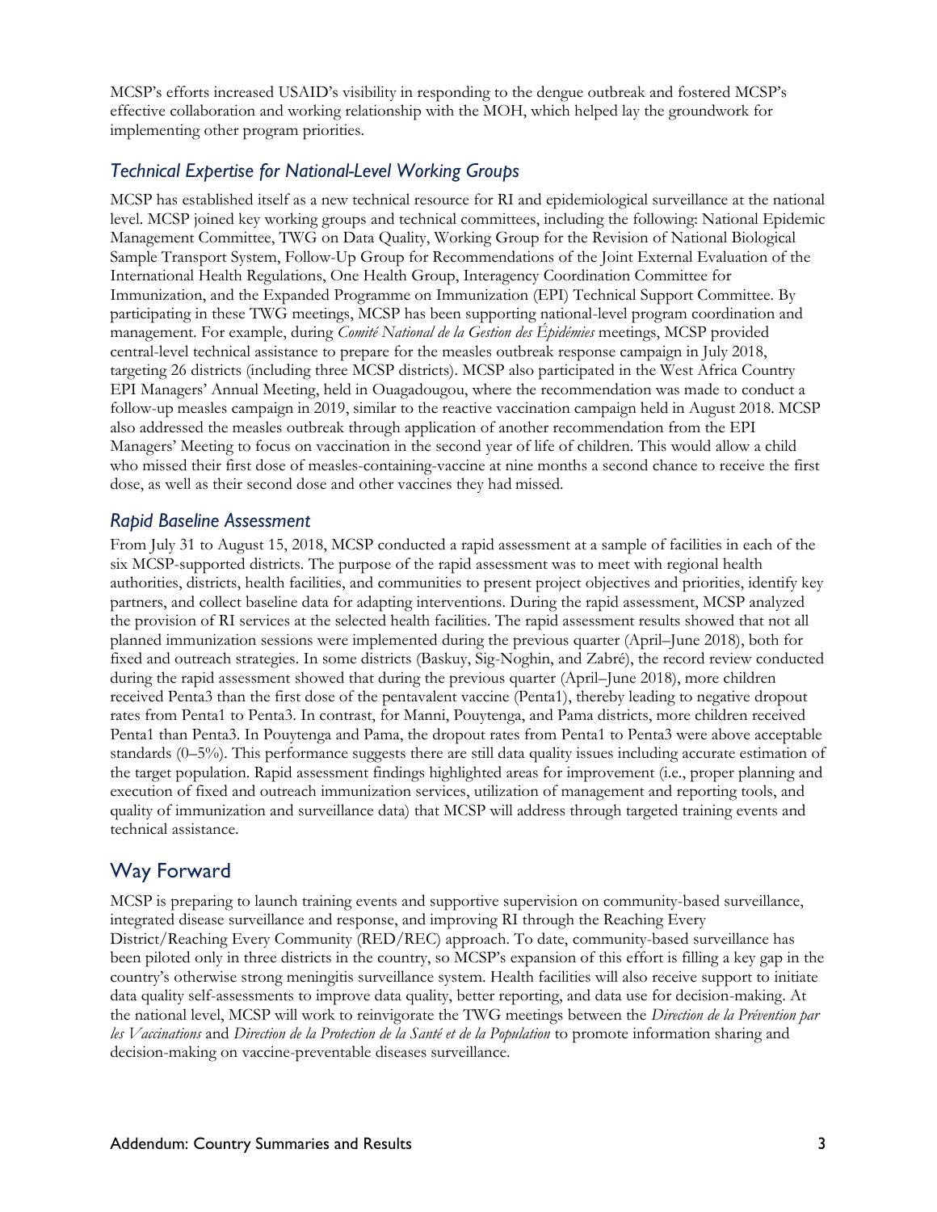MCSP's efforts increased USAID's visibility in responding to the dengue outbreak and fostered MCSP's effective collaboration and working relationship with the MOH, which helped lay the groundwork for implementing other program priorities.

### *Technical Expertise for National-Level Working Groups*

MCSP has established itself as a new technical resource for RI and epidemiological surveillance at the national level. MCSP joined key working groups and technical committees, including the following: National Epidemic Management Committee, TWG on Data Quality, Working Group for the Revision of National Biological Sample Transport System, Follow-Up Group for Recommendations of the Joint External Evaluation of the International Health Regulations, One Health Group, Interagency Coordination Committee for Immunization, and the Expanded Programme on Immunization (EPI) Technical Support Committee. By participating in these TWG meetings, MCSP has been supporting national-level program coordination and management. For example, during *Comité National de la Gestion des Épidémies* meetings, MCSP provided central-level technical assistance to prepare for the measles outbreak response campaign in July 2018, targeting 26 districts (including three MCSP districts). MCSP also participated in the West Africa Country EPI Managers' Annual Meeting, held in Ouagadougou, where the recommendation was made to conduct a follow-up measles campaign in 2019, similar to the reactive vaccination campaign held in August 2018. MCSP also addressed the measles outbreak through application of another recommendation from the EPI Managers' Meeting to focus on vaccination in the second year of life of children. This would allow a child who missed their first dose of measles-containing-vaccine at nine months a second chance to receive the first dose, as well as their second dose and other vaccines they had missed.

### *Rapid Baseline Assessment*

From July 31 to August 15, 2018, MCSP conducted a rapid assessment at a sample of facilities in each of the six MCSP-supported districts. The purpose of the rapid assessment was to meet with regional health authorities, districts, health facilities, and communities to present project objectives and priorities, identify key partners, and collect baseline data for adapting interventions. During the rapid assessment, MCSP analyzed the provision of RI services at the selected health facilities. The rapid assessment results showed that not all planned immunization sessions were implemented during the previous quarter (April–June 2018), both for fixed and outreach strategies. In some districts (Baskuy, Sig-Noghin, and Zabré), the record review conducted during the rapid assessment showed that during the previous quarter (April–June 2018), more children received Penta3 than the first dose of the pentavalent vaccine (Penta1), thereby leading to negative dropout rates from Penta1 to Penta3. In contrast, for Manni, Pouytenga, and Pama districts, more children received Penta1 than Penta3. In Pouytenga and Pama, the dropout rates from Penta1 to Penta3 were above acceptable standards (0–5%). This performance suggests there are still data quality issues including accurate estimation of the target population. Rapid assessment findings highlighted areas for improvement (i.e., proper planning and execution of fixed and outreach immunization services, utilization of management and reporting tools, and quality of immunization and surveillance data) that MCSP will address through targeted training events and technical assistance.

## Way Forward

MCSP is preparing to launch training events and supportive supervision on community-based surveillance, integrated disease surveillance and response, and improving RI through the Reaching Every District/Reaching Every Community (RED/REC) approach. To date, community-based surveillance has been piloted only in three districts in the country, so MCSP's expansion of this effort is filling a key gap in the country's otherwise strong meningitis surveillance system. Health facilities will also receive support to initiate data quality self-assessments to improve data quality, better reporting, and data use for decision-making. At the national level, MCSP will work to reinvigorate the TWG meetings between the *Direction de la Prévention par les Vaccinations* and *Direction de la Protection de la Santé et de la Population* to promote information sharing and decision-making on vaccine-preventable diseases surveillance.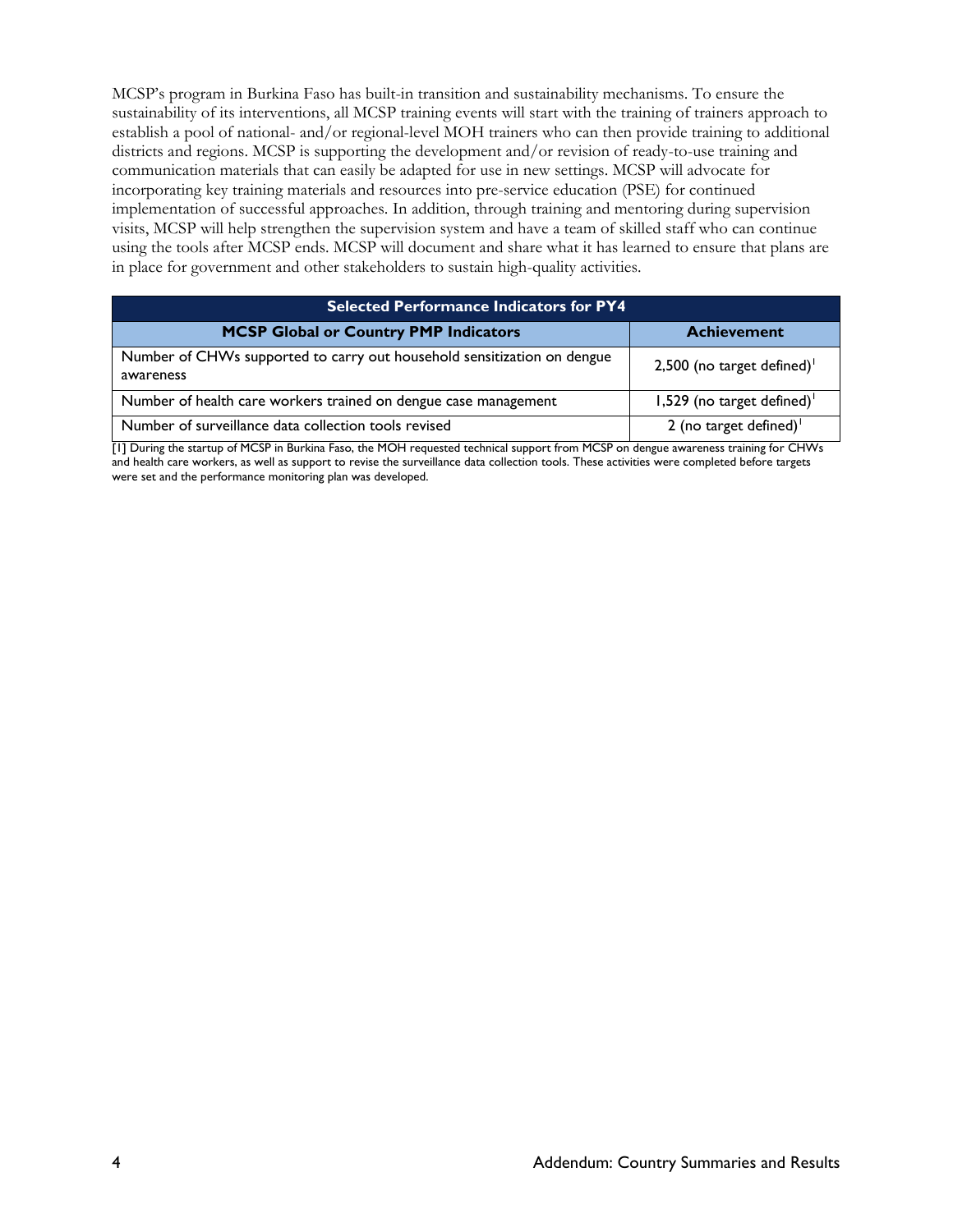MCSP's program in Burkina Faso has built-in transition and sustainability mechanisms. To ensure the sustainability of its interventions, all MCSP training events will start with the training of trainers approach to establish a pool of national- and/or regional-level MOH trainers who can then provide training to additional districts and regions. MCSP is supporting the development and/or revision of ready-to-use training and communication materials that can easily be adapted for use in new settings. MCSP will advocate for incorporating key training materials and resources into pre-service education (PSE) for continued implementation of successful approaches. In addition, through training and mentoring during supervision visits, MCSP will help strengthen the supervision system and have a team of skilled staff who can continue using the tools after MCSP ends. MCSP will document and share what it has learned to ensure that plans are in place for government and other stakeholders to sustain high-quality activities.

| Selected Performance Indicators for PY4 | |
|---|---|
| **MCSP Global or Country PMP Indicators** | **Achievement** |
| Number of CHWs supported to carry out household sensitization on dengue awareness | 2,500 (no target defined)[1] |
| Number of health care workers trained on dengue case management | 1,529 (no target defined)[1] |
| Number of surveillance data collection tools revised | 2 (no target defined)[1] |

[1] During the startup of MCSP in Burkina Faso, the MOH requested technical support from MCSP on dengue awareness training for CHWs and health care workers, as well as support to revise the surveillance data collection tools. These activities were completed before targets were set and the performance monitoring plan was developed.